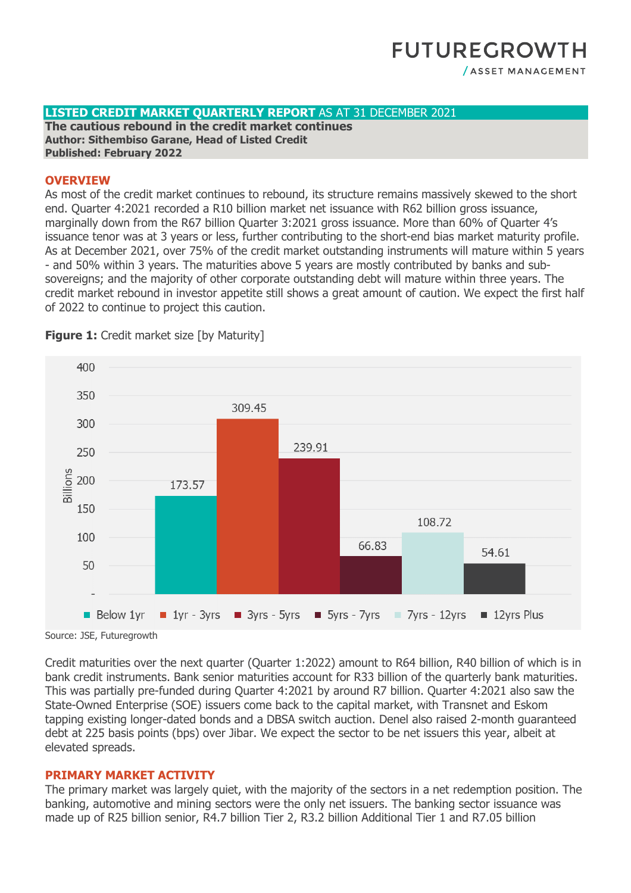# FUTUREGROWTH
/ ASSET MANAGEMENT

**LISTED CREDIT MARKET QUARTERLY REPORT** AS AT 31 DECEMBER 2021

**The cautious rebound in the credit market continues**
**Author: Sithembiso Garane, Head of Listed Credit**
**Published: February 2022**

## OVERVIEW

As most of the credit market continues to rebound, its structure remains massively skewed to the short end. Quarter 4:2021 recorded a R10 billion market net issuance with R62 billion gross issuance, marginally down from the R67 billion Quarter 3:2021 gross issuance. More than 60% of Quarter 4's issuance tenor was at 3 years or less, further contributing to the short-end bias market maturity profile. As at December 2021, over 75% of the credit market outstanding instruments will mature within 5 years - and 50% within 3 years. The maturities above 5 years are mostly contributed by banks and sub-sovereigns; and the majority of other corporate outstanding debt will mature within three years. The credit market rebound in investor appetite still shows a great amount of caution. We expect the first half of 2022 to continue to project this caution.

**Figure 1:** Credit market size [by Maturity]

| Maturity | Billions |
|---|---|
| Below 1yr | 173.57 |
| 1yr - 3yrs | 309.45 |
| 3yrs - 5yrs | 239.91 |
| 5yrs - 7yrs | 66.83 |
| 7yrs - 12yrs | 108.72 |
| 12yrs Plus | 54.61 |

Source: JSE, Futuregrowth

Credit maturities over the next quarter (Quarter 1:2022) amount to R64 billion, R40 billion of which is in bank credit instruments. Bank senior maturities account for R33 billion of the quarterly bank maturities. This was partially pre-funded during Quarter 4:2021 by around R7 billion. Quarter 4:2021 also saw the State-Owned Enterprise (SOE) issuers come back to the capital market, with Transnet and Eskom tapping existing longer-dated bonds and a DBSA switch auction. Denel also raised 2-month guaranteed debt at 225 basis points (bps) over Jibar. We expect the sector to be net issuers this year, albeit at elevated spreads.

## PRIMARY MARKET ACTIVITY

The primary market was largely quiet, with the majority of the sectors in a net redemption position. The banking, automotive and mining sectors were the only net issuers. The banking sector issuance was made up of R25 billion senior, R4.7 billion Tier 2, R3.2 billion Additional Tier 1 and R7.05 billion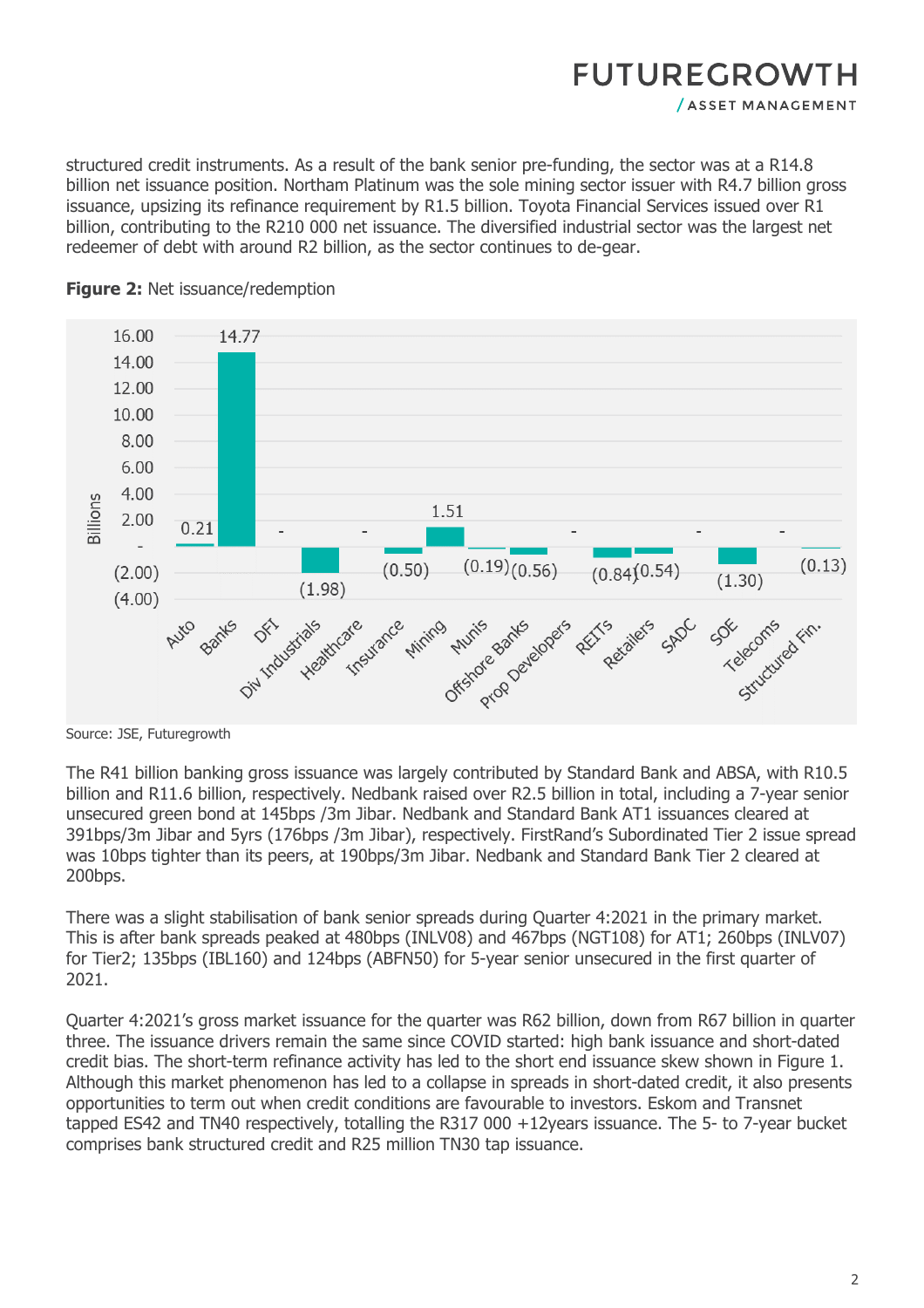structured credit instruments. As a result of the bank senior pre-funding, the sector was at a R14.8 billion net issuance position. Northam Platinum was the sole mining sector issuer with R4.7 billion gross issuance, upsizing its refinance requirement by R1.5 billion. Toyota Financial Services issued over R1 billion, contributing to the R210 000 net issuance. The diversified industrial sector was the largest net redeemer of debt with around R2 billion, as the sector continues to de-gear.

**Figure 2:** Net issuance/redemption

| Sector | Billions |
|---|---|
| Auto | 0.21 |
| Banks | 14.77 |
| DFI | - |
| Div Industrials | (1.98) |
| Healthcare | - |
| Insurance | (0.50) |
| Mining | 1.51 |
| Munis | (0.19) |
| Offshore Banks | (0.56) |
| Prop Developers | - |
| REITs | (0.84) |
| Retailers | (0.54) |
| SADC | - |
| SOE | (1.30) |
| Telecoms | - |
| Structured Fin. | (0.13) |

Source: JSE, Futuregrowth

The R41 billion banking gross issuance was largely contributed by Standard Bank and ABSA, with R10.5 billion and R11.6 billion, respectively. Nedbank raised over R2.5 billion in total, including a 7-year senior unsecured green bond at 145bps /3m Jibar. Nedbank and Standard Bank AT1 issuances cleared at 391bps/3m Jibar and 5yrs (176bps /3m Jibar), respectively. FirstRand's Subordinated Tier 2 issue spread was 10bps tighter than its peers, at 190bps/3m Jibar. Nedbank and Standard Bank Tier 2 cleared at 200bps.

There was a slight stabilisation of bank senior spreads during Quarter 4:2021 in the primary market. This is after bank spreads peaked at 480bps (INLV08) and 467bps (NGT108) for AT1; 260bps (INLV07) for Tier2; 135bps (IBL160) and 124bps (ABFN50) for 5-year senior unsecured in the first quarter of 2021.

Quarter 4:2021's gross market issuance for the quarter was R62 billion, down from R67 billion in quarter three. The issuance drivers remain the same since COVID started: high bank issuance and short-dated credit bias. The short-term refinance activity has led to the short end issuance skew shown in Figure 1. Although this market phenomenon has led to a collapse in spreads in short-dated credit, it also presents opportunities to term out when credit conditions are favourable to investors. Eskom and Transnet tapped ES42 and TN40 respectively, totalling the R317 000 +12years issuance. The 5- to 7-year bucket comprises bank structured credit and R25 million TN30 tap issuance.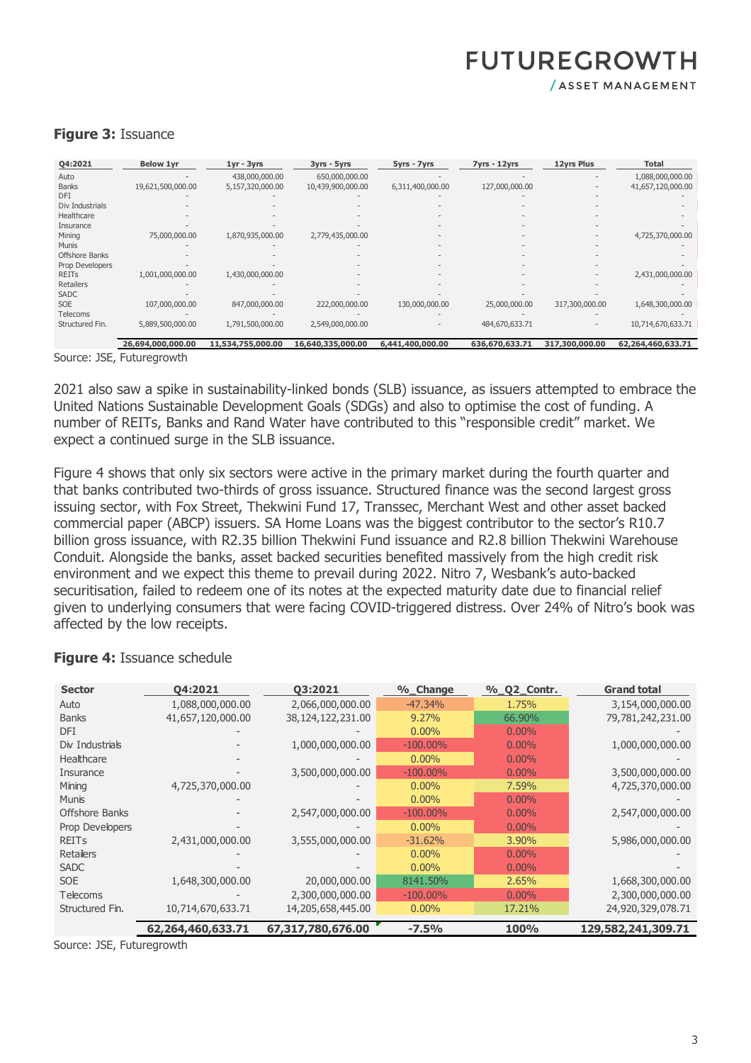**Figure 3:** Issuance

| Q4:2021 | Below 1yr | 1yr - 3yrs | 3yrs - 5yrs | 5yrs - 7yrs | 7yrs - 12yrs | 12yrs Plus | Total |
|---|---|---|---|---|---|---|---|
| Auto | - | 438,000,000.00 | 650,000,000.00 | - | - | - | 1,088,000,000.00 |
| Banks | 19,621,500,000.00 | 5,157,320,000.00 | 10,439,900,000.00 | 6,311,400,000.00 | 127,000,000.00 | - | 41,657,120,000.00 |
| DFI | - | - | - | - | - | - | - |
| Div Industrials | - | - | - | - | - | - | - |
| Healthcare | - | - | - | - | - | - | - |
| Insurance | - | - | - | - | - | - | - |
| Mining | 75,000,000.00 | 1,870,935,000.00 | 2,779,435,000.00 | - | - | - | 4,725,370,000.00 |
| Munis | - | - | - | - | - | - | - |
| Offshore Banks | - | - | - | - | - | - | - |
| Prop Developers | - | - | - | - | - | - | - |
| REITs | 1,001,000,000.00 | 1,430,000,000.00 | - | - | - | - | 2,431,000,000.00 |
| Retailers | - | - | - | - | - | - | - |
| SADC | - | - | - | - | - | - | - |
| SOE | 107,000,000.00 | 847,000,000.00 | 222,000,000.00 | 130,000,000.00 | 25,000,000.00 | 317,300,000.00 | 1,648,300,000.00 |
| Telecoms | - | - | - | - | - | - | - |
| Structured Fin. | 5,889,500,000.00 | 1,791,500,000.00 | 2,549,000,000.00 | - | 484,670,633.71 | - | 10,714,670,633.71 |
| | **26,694,000,000.00** | **11,534,755,000.00** | **16,640,335,000.00** | **6,441,400,000.00** | **636,670,633.71** | **317,300,000.00** | **62,264,460,633.71** |

Source: JSE, Futuregrowth

2021 also saw a spike in sustainability-linked bonds (SLB) issuance, as issuers attempted to embrace the United Nations Sustainable Development Goals (SDGs) and also to optimise the cost of funding. A number of REITs, Banks and Rand Water have contributed to this "responsible credit" market. We expect a continued surge in the SLB issuance.

Figure 4 shows that only six sectors were active in the primary market during the fourth quarter and that banks contributed two-thirds of gross issuance. Structured finance was the second largest gross issuing sector, with Fox Street, Thekwini Fund 17, Transsec, Merchant West and other asset backed commercial paper (ABCP) issuers. SA Home Loans was the biggest contributor to the sector's R10.7 billion gross issuance, with R2.35 billion Thekwini Fund issuance and R2.8 billion Thekwini Warehouse Conduit. Alongside the banks, asset backed securities benefited massively from the high credit risk environment and we expect this theme to prevail during 2022. Nitro 7, Wesbank's auto-backed securitisation, failed to redeem one of its notes at the expected maturity date due to financial relief given to underlying consumers that were facing COVID-triggered distress. Over 24% of Nitro's book was affected by the low receipts.

**Figure 4:** Issuance schedule

| Sector | Q4:2021 | Q3:2021 | %_Change | %_Q2_Contr. | Grand total |
|---|---|---|---|---|---|
| Auto | 1,088,000,000.00 | 2,066,000,000.00 | -47.34% | 1.75% | 3,154,000,000.00 |
| Banks | 41,657,120,000.00 | 38,124,122,231.00 | 9.27% | 66.90% | 79,781,242,231.00 |
| DFI | - | - | 0.00% | 0.00% | - |
| Div Industrials | - | 1,000,000,000.00 | -100.00% | 0.00% | 1,000,000,000.00 |
| Healthcare | - | - | 0.00% | 0.00% | - |
| Insurance | - | 3,500,000,000.00 | -100.00% | 0.00% | 3,500,000,000.00 |
| Mining | 4,725,370,000.00 | - | 0.00% | 7.59% | 4,725,370,000.00 |
| Munis | - | - | 0.00% | 0.00% | - |
| Offshore Banks | - | 2,547,000,000.00 | -100.00% | 0.00% | 2,547,000,000.00 |
| Prop Developers | - | - | 0.00% | 0.00% | - |
| REITs | 2,431,000,000.00 | 3,555,000,000.00 | -31.62% | 3.90% | 5,986,000,000.00 |
| Retailers | - | - | 0.00% | 0.00% | - |
| SADC | - | - | 0.00% | 0.00% | - |
| SOE | 1,648,300,000.00 | 20,000,000.00 | 8141.50% | 2.65% | 1,668,300,000.00 |
| Telecoms | - | 2,300,000,000.00 | -100.00% | 0.00% | 2,300,000,000.00 |
| Structured Fin. | 10,714,670,633.71 | 14,205,658,445.00 | 0.00% | 17.21% | 24,920,329,078.71 |
| | **62,264,460,633.71** | **67,317,780,676.00** | **-7.5%** | **100%** | **129,582,241,309.71** |

Source: JSE, Futuregrowth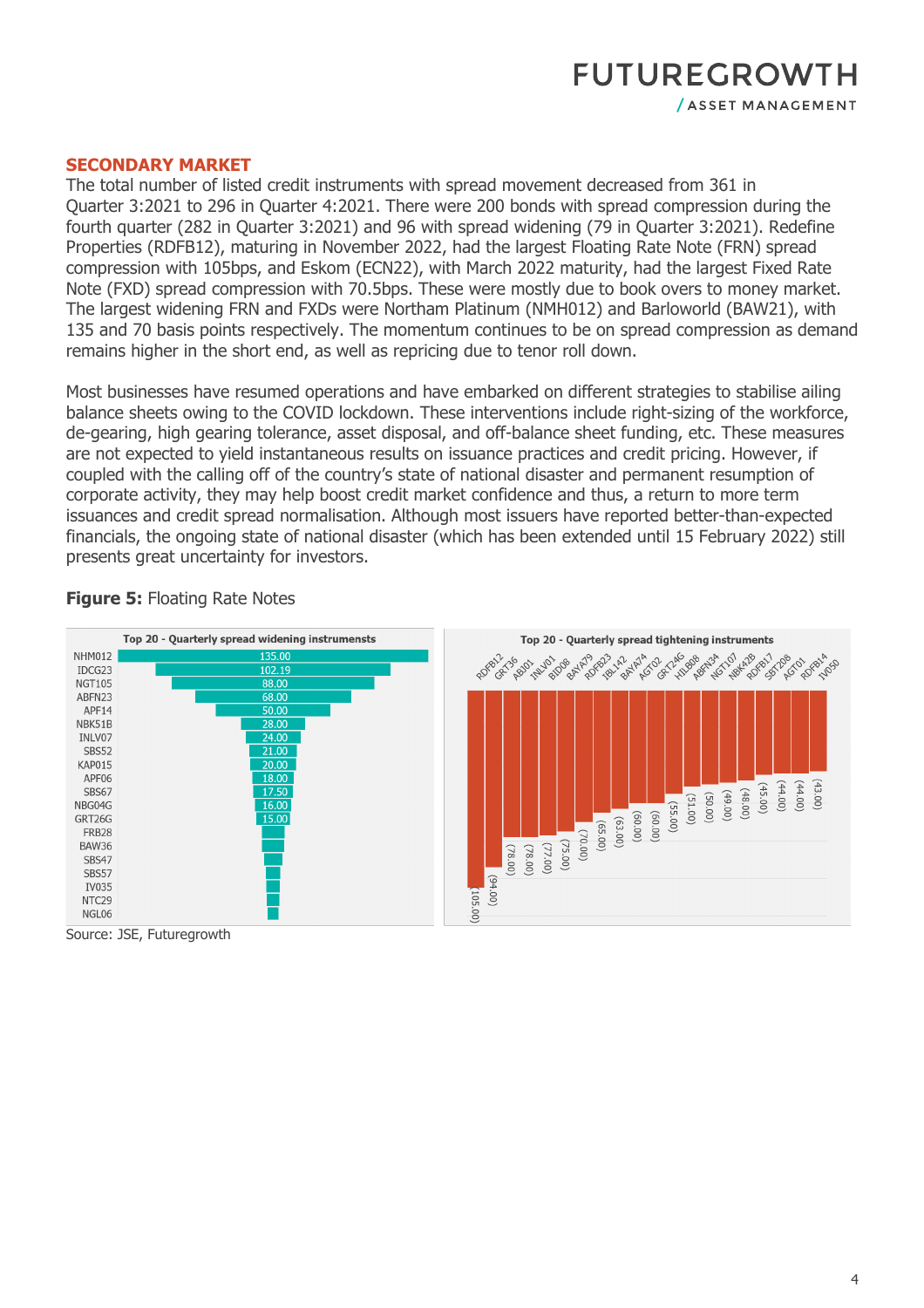## SECONDARY MARKET

The total number of listed credit instruments with spread movement decreased from 361 in Quarter 3:2021 to 296 in Quarter 4:2021. There were 200 bonds with spread compression during the fourth quarter (282 in Quarter 3:2021) and 96 with spread widening (79 in Quarter 3:2021). Redefine Properties (RDFB12), maturing in November 2022, had the largest Floating Rate Note (FRN) spread compression with 105bps, and Eskom (ECN22), with March 2022 maturity, had the largest Fixed Rate Note (FXD) spread compression with 70.5bps. These were mostly due to book overs to money market. The largest widening FRN and FXDs were Northam Platinum (NMH012) and Barloworld (BAW21), with 135 and 70 basis points respectively. The momentum continues to be on spread compression as demand remains higher in the short end, as well as repricing due to tenor roll down.

Most businesses have resumed operations and have embarked on different strategies to stabilise ailing balance sheets owing to the COVID lockdown. These interventions include right-sizing of the workforce, de-gearing, high gearing tolerance, asset disposal, and off-balance sheet funding, etc. These measures are not expected to yield instantaneous results on issuance practices and credit pricing. However, if coupled with the calling off of the country's state of national disaster and permanent resumption of corporate activity, they may help boost credit market confidence and thus, a return to more term issuances and credit spread normalisation. Although most issuers have reported better-than-expected financials, the ongoing state of national disaster (which has been extended until 15 February 2022) still presents great uncertainty for investors.

**Figure 5:** Floating Rate Notes

**Top 20 - Quarterly spread widening instrumensts**

| Instrument | Spread change |
|---|---|
| NHM012 | 135.00 |
| IDCG23 | 102.19 |
| NGT105 | 88.00 |
| ABFN23 | 68.00 |
| APF14 | 50.00 |
| NBK51B | 28.00 |
| INLV07 | 24.00 |
| SBS52 | 21.00 |
| KAP015 | 20.00 |
| APF06 | 18.00 |
| SBS67 | 17.50 |
| NBG04G | 16.00 |
| GRT26G | 15.00 |
| FRB28 | |
| BAW36 | |
| SBS47 | |
| SBS57 | |
| IV035 | |
| NTC29 | |
| NGL06 | |

**Top 20 - Quarterly spread tightening instruments**

| Instrument | Spread change |
|---|---|
| RDFB12 | (105.00) |
| GRT36 | (94.00) |
| ABI01 | (78.00) |
| INLV01 | (78.00) |
| BID08 | (77.00) |
| BAYA79 | (75.00) |
| RDFB23 | (70.00) |
| IBL142 | (65.00) |
| BAYA74 | (63.00) |
| AGT02 | (60.00) |
| GRT24G | (60.00) |
| HIL808 | (55.00) |
| ABFN34 | (51.00) |
| NGT107 | (50.00) |
| NBK42B | (49.00) |
| RDFB17 | (48.00) |
| SBT208 | (45.00) |
| AGT01 | (44.00) |
| RDFB14 | (44.00) |
| IV050 | (43.00) |

Source: JSE, Futuregrowth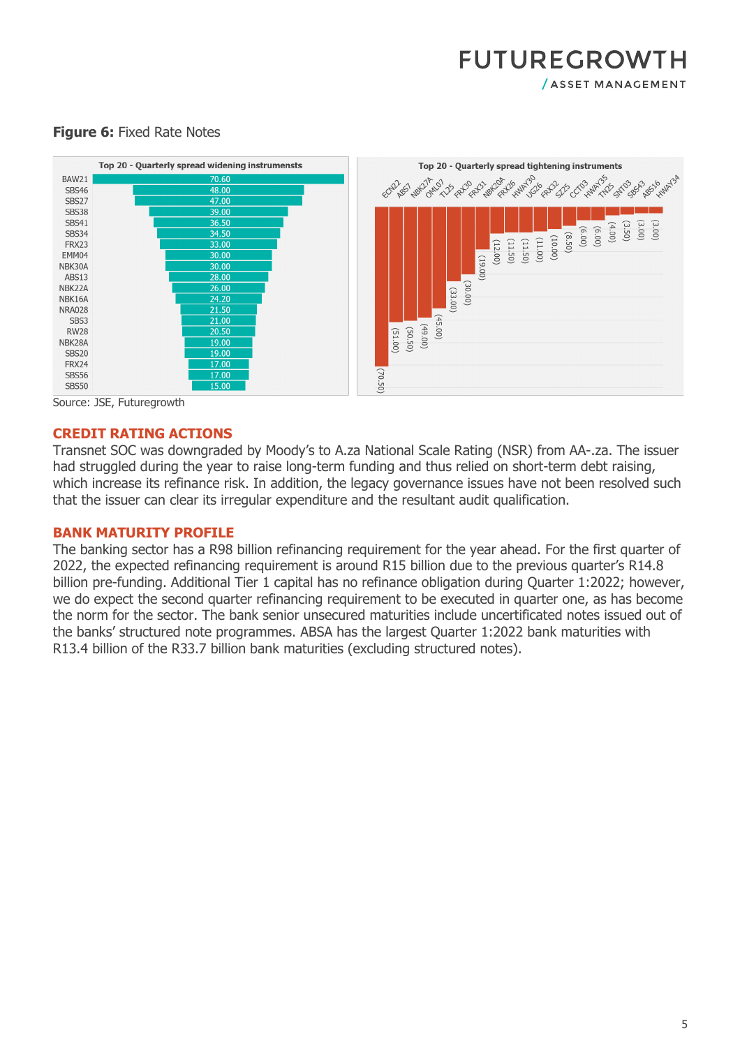**Figure 6:** Fixed Rate Notes

**Top 20 - Quarterly spread widening instrumensts**

| Instrument | Spread change |
|---|---|
| BAW21 | 70.60 |
| SBS46 | 48.00 |
| SBS27 | 47.00 |
| SBS38 | 39.00 |
| SBS41 | 36.50 |
| SBS34 | 34.50 |
| FRX23 | 33.00 |
| EMM04 | 30.00 |
| NBK30A | 30.00 |
| ABS13 | 28.00 |
| NBK22A | 26.00 |
| NBK16A | 24.20 |
| NRA028 | 21.50 |
| SBS3 | 21.00 |
| RW28 | 20.50 |
| NBK28A | 19.00 |
| SBS20 | 19.00 |
| FRX24 | 17.00 |
| SBS56 | 17.00 |
| SBS50 | 15.00 |

**Top 20 - Quarterly spread tightening instruments**

| Instrument | Spread change |
|---|---|
| ECN22 | (70.50) |
| ABS7 | (51.00) |
| NBK27A | (50.50) |
| OML07 | (49.00) |
| TL25 | (45.00) |
| FRX30 | (33.00) |
| FRX31 | (30.00) |
| NBK20A | (19.00) |
| FRX26 | (12.00) |
| HWAY30 | (11.50) |
| UG26 | (11.50) |
| FRX32 | (11.00) |
| SZ25 | (10.00) |
| CCT03 | (8.50) |
| HWAY35 | (6.00) |
| TN25 | (6.00) |
| SNT03 | (4.00) |
| SBS43 | (3.50) |
| ABS16 | (3.00) |
| HWAY34 | (3.00) |

Source: JSE, Futuregrowth

## CREDIT RATING ACTIONS

Transnet SOC was downgraded by Moody's to A.za National Scale Rating (NSR) from AA-.za. The issuer had struggled during the year to raise long-term funding and thus relied on short-term debt raising, which increase its refinance risk. In addition, the legacy governance issues have not been resolved such that the issuer can clear its irregular expenditure and the resultant audit qualification.

## BANK MATURITY PROFILE

The banking sector has a R98 billion refinancing requirement for the year ahead. For the first quarter of 2022, the expected refinancing requirement is around R15 billion due to the previous quarter's R14.8 billion pre-funding. Additional Tier 1 capital has no refinance obligation during Quarter 1:2022; however, we do expect the second quarter refinancing requirement to be executed in quarter one, as has become the norm for the sector. The bank senior unsecured maturities include uncertificated notes issued out of the banks' structured note programmes. ABSA has the largest Quarter 1:2022 bank maturities with R13.4 billion of the R33.7 billion bank maturities (excluding structured notes).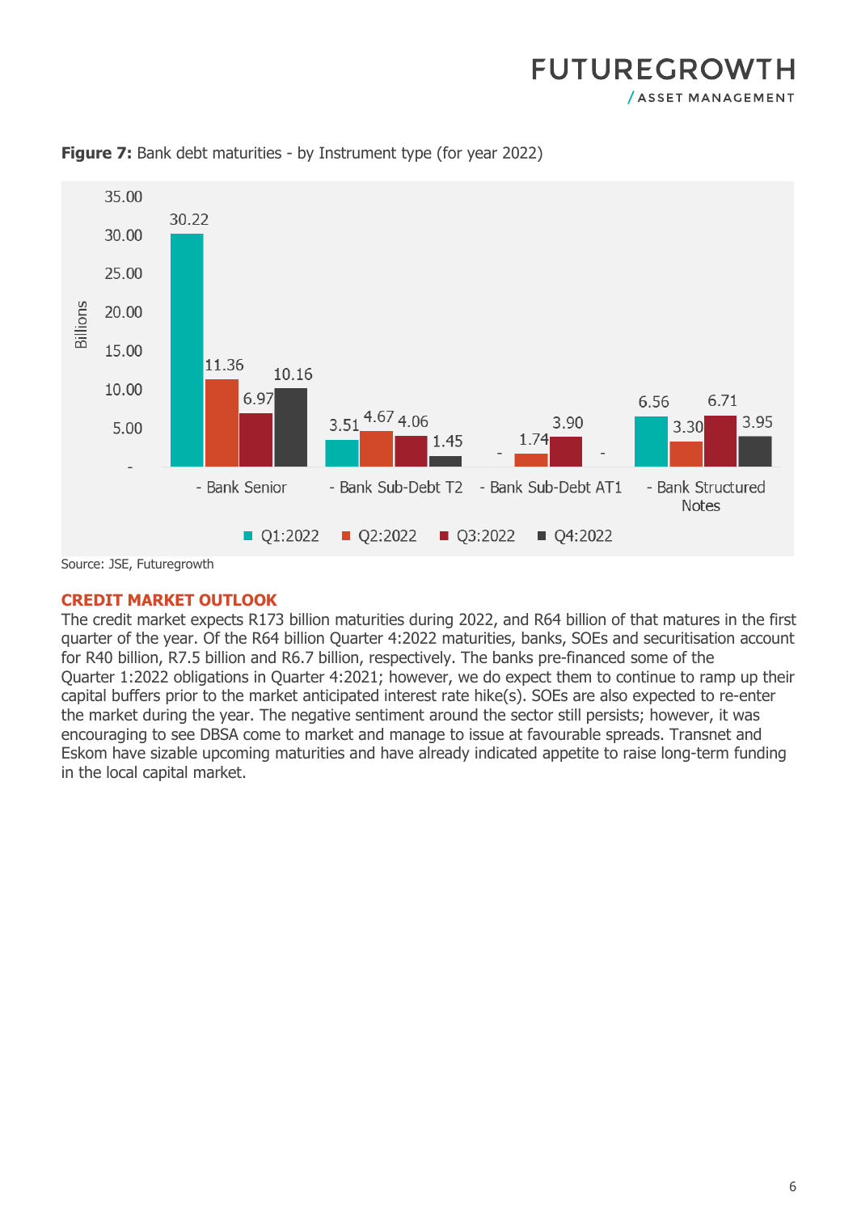**Figure 7:** Bank debt maturities - by Instrument type (for year 2022)

| Billions | Q1:2022 | Q2:2022 | Q3:2022 | Q4:2022 |
|---|---|---|---|---|
| - Bank Senior | 30.22 | 11.36 | 6.97 | 10.16 |
| - Bank Sub-Debt T2 | 3.51 | 4.67 | 4.06 | 1.45 |
| - Bank Sub-Debt AT1 | - | 1.74 | 3.90 | - |
| - Bank Structured Notes | 6.56 | 3.30 | 6.71 | 3.95 |

Source: JSE, Futuregrowth

## CREDIT MARKET OUTLOOK

The credit market expects R173 billion maturities during 2022, and R64 billion of that matures in the first quarter of the year. Of the R64 billion Quarter 4:2022 maturities, banks, SOEs and securitisation account for R40 billion, R7.5 billion and R6.7 billion, respectively. The banks pre-financed some of the Quarter 1:2022 obligations in Quarter 4:2021; however, we do expect them to continue to ramp up their capital buffers prior to the market anticipated interest rate hike(s). SOEs are also expected to re-enter the market during the year. The negative sentiment around the sector still persists; however, it was encouraging to see DBSA come to market and manage to issue at favourable spreads. Transnet and Eskom have sizable upcoming maturities and have already indicated appetite to raise long-term funding in the local capital market.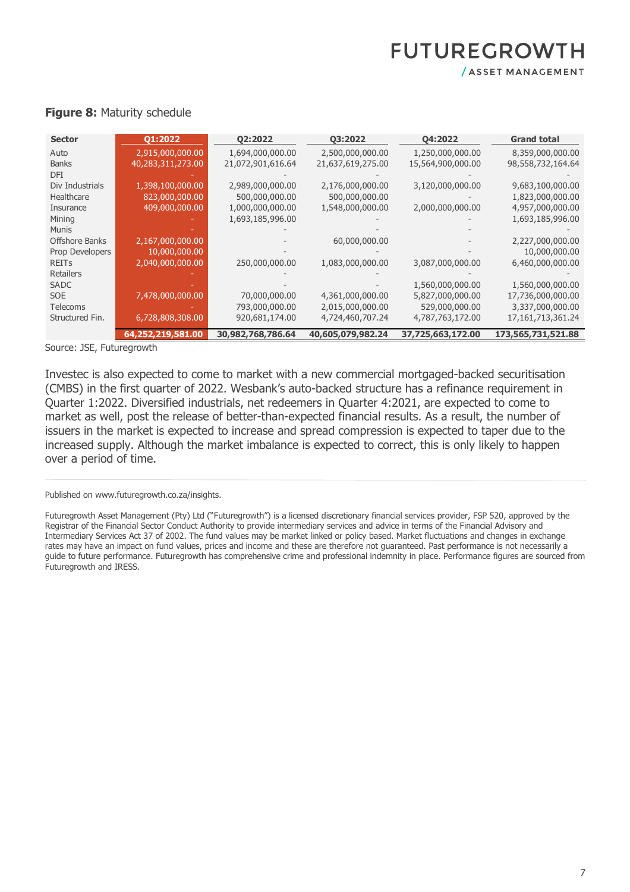**Figure 8:** Maturity schedule

| Sector | Q1:2022 | Q2:2022 | Q3:2022 | Q4:2022 | Grand total |
|---|---|---|---|---|---|
| Auto | 2,915,000,000.00 | 1,694,000,000.00 | 2,500,000,000.00 | 1,250,000,000.00 | 8,359,000,000.00 |
| Banks | 40,283,311,273.00 | 21,072,901,616.64 | 21,637,619,275.00 | 15,564,900,000.00 | 98,558,732,164.64 |
| DFI | - | - | - | - | - |
| Div Industrials | 1,398,100,000.00 | 2,989,000,000.00 | 2,176,000,000.00 | 3,120,000,000.00 | 9,683,100,000.00 |
| Healthcare | 823,000,000.00 | 500,000,000.00 | 500,000,000.00 | - | 1,823,000,000.00 |
| Insurance | 409,000,000.00 | 1,000,000,000.00 | 1,548,000,000.00 | 2,000,000,000.00 | 4,957,000,000.00 |
| Mining | - | 1,693,185,996.00 | - | - | 1,693,185,996.00 |
| Munis | - | - | - | - | - |
| Offshore Banks | 2,167,000,000.00 | - | 60,000,000.00 | - | 2,227,000,000.00 |
| Prop Developers | 10,000,000.00 | - | - | - | 10,000,000.00 |
| REITs | 2,040,000,000.00 | 250,000,000.00 | 1,083,000,000.00 | 3,087,000,000.00 | 6,460,000,000.00 |
| Retailers | - | - | - | - | - |
| SADC | - | - | - | 1,560,000,000.00 | 1,560,000,000.00 |
| SOE | 7,478,000,000.00 | 70,000,000.00 | 4,361,000,000.00 | 5,827,000,000.00 | 17,736,000,000.00 |
| Telecoms | - | 793,000,000.00 | 2,015,000,000.00 | 529,000,000.00 | 3,337,000,000.00 |
| Structured Fin. | 6,728,808,308.00 | 920,681,174.00 | 4,724,460,707.24 | 4,787,763,172.00 | 17,161,713,361.24 |
| | **64,252,219,581.00** | **30,982,768,786.64** | **40,605,079,982.24** | **37,725,663,172.00** | **173,565,731,521.88** |

Source: JSE, Futuregrowth

Investec is also expected to come to market with a new commercial mortgaged-backed securitisation (CMBS) in the first quarter of 2022. Wesbank's auto-backed structure has a refinance requirement in Quarter 1:2022. Diversified industrials, net redeemers in Quarter 4:2021, are expected to come to market as well, post the release of better-than-expected financial results. As a result, the number of issuers in the market is expected to increase and spread compression is expected to taper due to the increased supply. Although the market imbalance is expected to correct, this is only likely to happen over a period of time.

---

Published on www.futuregrowth.co.za/insights.

Futuregrowth Asset Management (Pty) Ltd ("Futuregrowth") is a licensed discretionary financial services provider, FSP 520, approved by the Registrar of the Financial Sector Conduct Authority to provide intermediary services and advice in terms of the Financial Advisory and Intermediary Services Act 37 of 2002. The fund values may be market linked or policy based. Market fluctuations and changes in exchange rates may have an impact on fund values, prices and income and these are therefore not guaranteed. Past performance is not necessarily a guide to future performance. Futuregrowth has comprehensive crime and professional indemnity in place. Performance figures are sourced from Futuregrowth and IRESS.